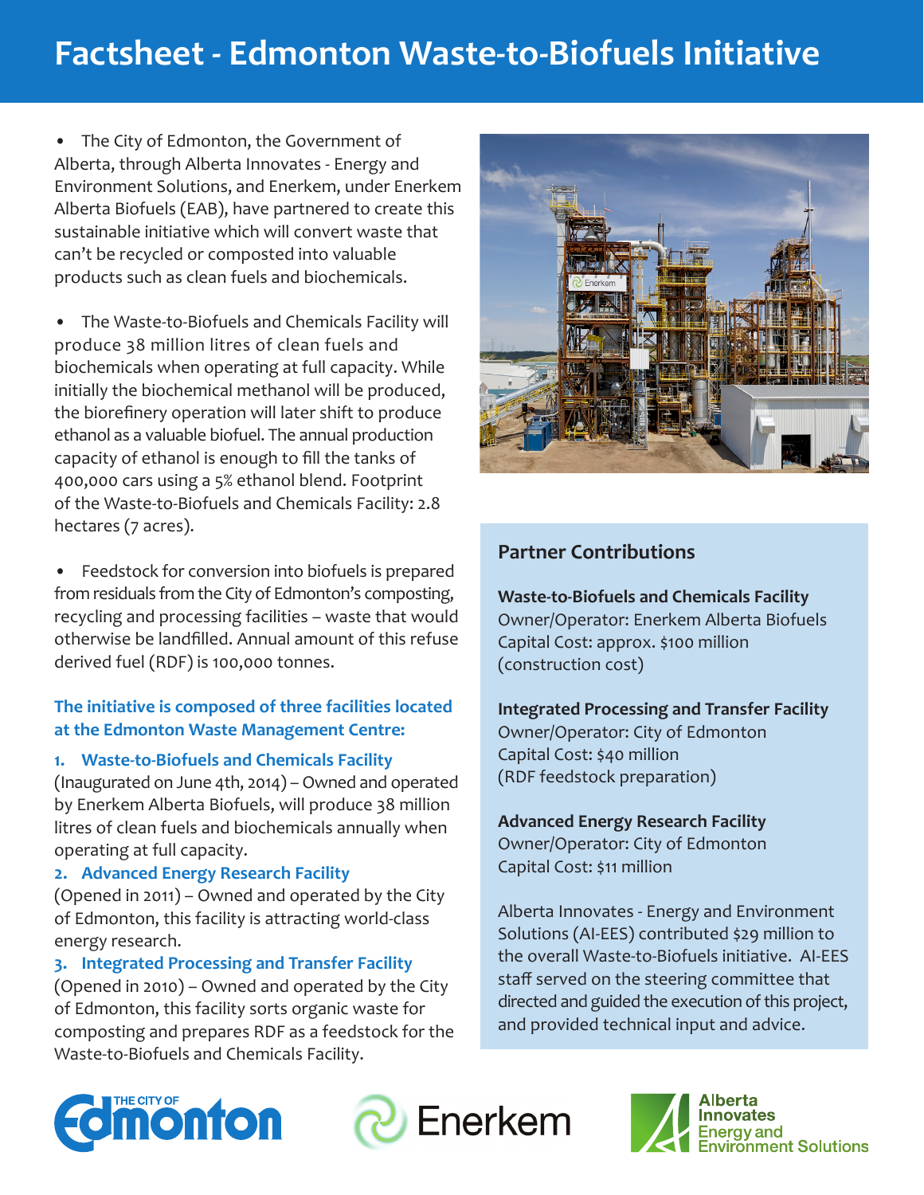# Factsheet - Edmonton Waste-to-Biofuels Initiative

- The City of Edmonton, the Government of Alberta, through Alberta Innovates - Energy and Environment Solutions, and Enerkem, under Enerkem Alberta Biofuels (EAB), have partnered to create this sustainable initiative which will convert waste that can't be recycled or composted into valuable products such as clean fuels and biochemicals.

- The Waste-to-Biofuels and Chemicals Facility will produce 38 million litres of clean fuels and biochemicals when operating at full capacity. While initially the biochemical methanol will be produced, the biorefinery operation will later shift to produce ethanol as a valuable biofuel. The annual production capacity of ethanol is enough to fill the tanks of 400,000 cars using a 5% ethanol blend. Footprint of the Waste-to-Biofuels and Chemicals Facility: 2.8 hectares (7 acres).

- Feedstock for conversion into biofuels is prepared from residuals from the City of Edmonton's composting, recycling and processing facilities – waste that would otherwise be landfilled. Annual amount of this refuse derived fuel (RDF) is 100,000 tonnes.

### The initiative is composed of three facilities located at the Edmonton Waste Management Centre:

**1. Waste-to-Biofuels and Chemicals Facility**
(Inaugurated on June 4th, 2014) – Owned and operated by Enerkem Alberta Biofuels, will produce 38 million litres of clean fuels and biochemicals annually when operating at full capacity.

**2. Advanced Energy Research Facility**
(Opened in 2011) – Owned and operated by the City of Edmonton, this facility is attracting world-class energy research.

**3. Integrated Processing and Transfer Facility**
(Opened in 2010) – Owned and operated by the City of Edmonton, this facility sorts organic waste for composting and prepares RDF as a feedstock for the Waste-to-Biofuels and Chemicals Facility.

## Partner Contributions

**Waste-to-Biofuels and Chemicals Facility**
Owner/Operator: Enerkem Alberta Biofuels
Capital Cost: approx. $100 million
(construction cost)

**Integrated Processing and Transfer Facility**
Owner/Operator: City of Edmonton
Capital Cost: $40 million
(RDF feedstock preparation)

**Advanced Energy Research Facility**
Owner/Operator: City of Edmonton
Capital Cost: $11 million

Alberta Innovates - Energy and Environment Solutions (AI-EES) contributed $29 million to the overall Waste-to-Biofuels initiative. AI-EES staff served on the steering committee that directed and guided the execution of this project, and provided technical input and advice.

The City of Edmonton | Enerkem | Alberta Innovates Energy and Environment Solutions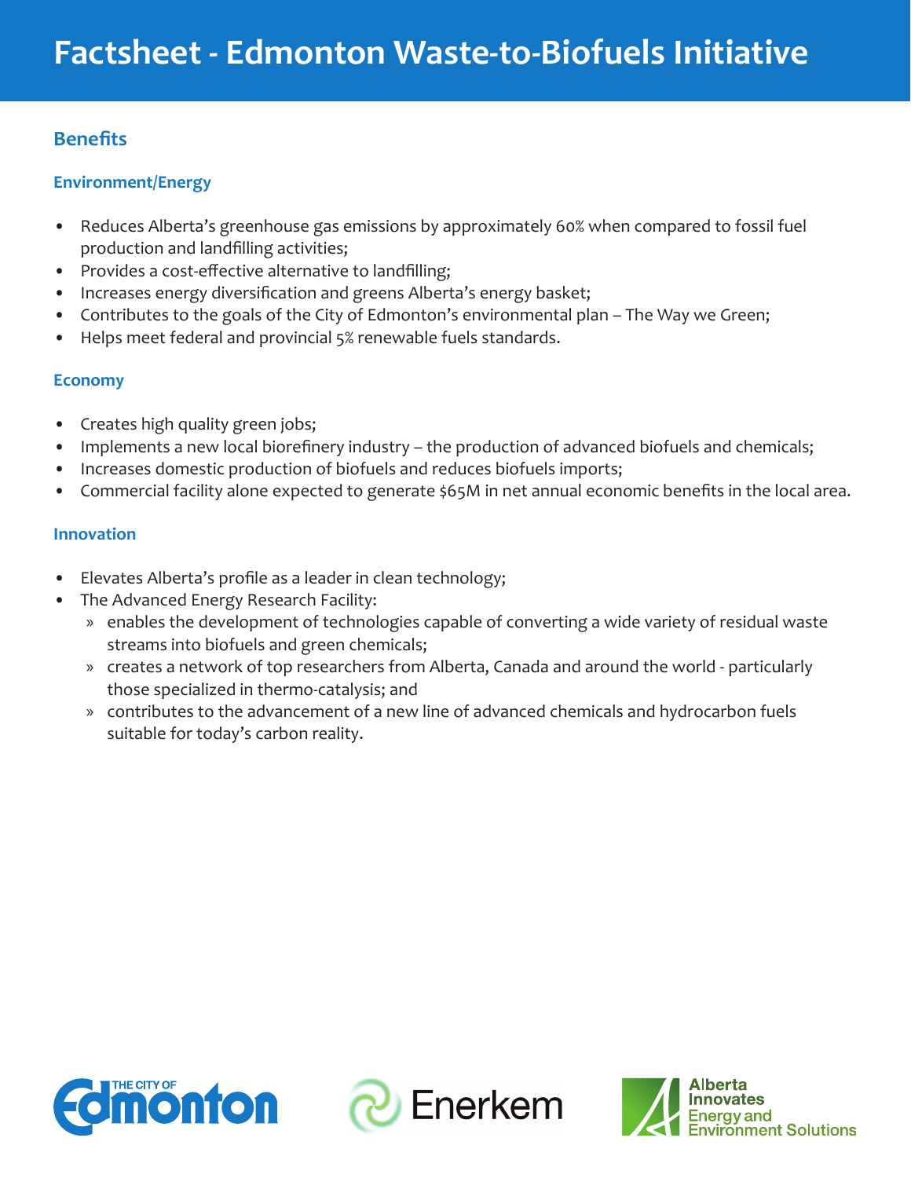# Factsheet - Edmonton Waste-to-Biofuels Initiative

## Benefits

### Environment/Energy

- Reduces Alberta's greenhouse gas emissions by approximately 60% when compared to fossil fuel production and landfilling activities;
- Provides a cost-effective alternative to landfilling;
- Increases energy diversification and greens Alberta's energy basket;
- Contributes to the goals of the City of Edmonton's environmental plan – The Way we Green;
- Helps meet federal and provincial 5% renewable fuels standards.

### Economy

- Creates high quality green jobs;
- Implements a new local biorefinery industry – the production of advanced biofuels and chemicals;
- Increases domestic production of biofuels and reduces biofuels imports;
- Commercial facility alone expected to generate $65M in net annual economic benefits in the local area.

### Innovation

- Elevates Alberta's profile as a leader in clean technology;
- The Advanced Energy Research Facility:
  - enables the development of technologies capable of converting a wide variety of residual waste streams into biofuels and green chemicals;
  - creates a network of top researchers from Alberta, Canada and around the world - particularly those specialized in thermo-catalysis; and
  - contributes to the advancement of a new line of advanced chemicals and hydrocarbon fuels suitable for today's carbon reality.

THE CITY OF Edmonton

Enerkem

Alberta Innovates Energy and Environment Solutions